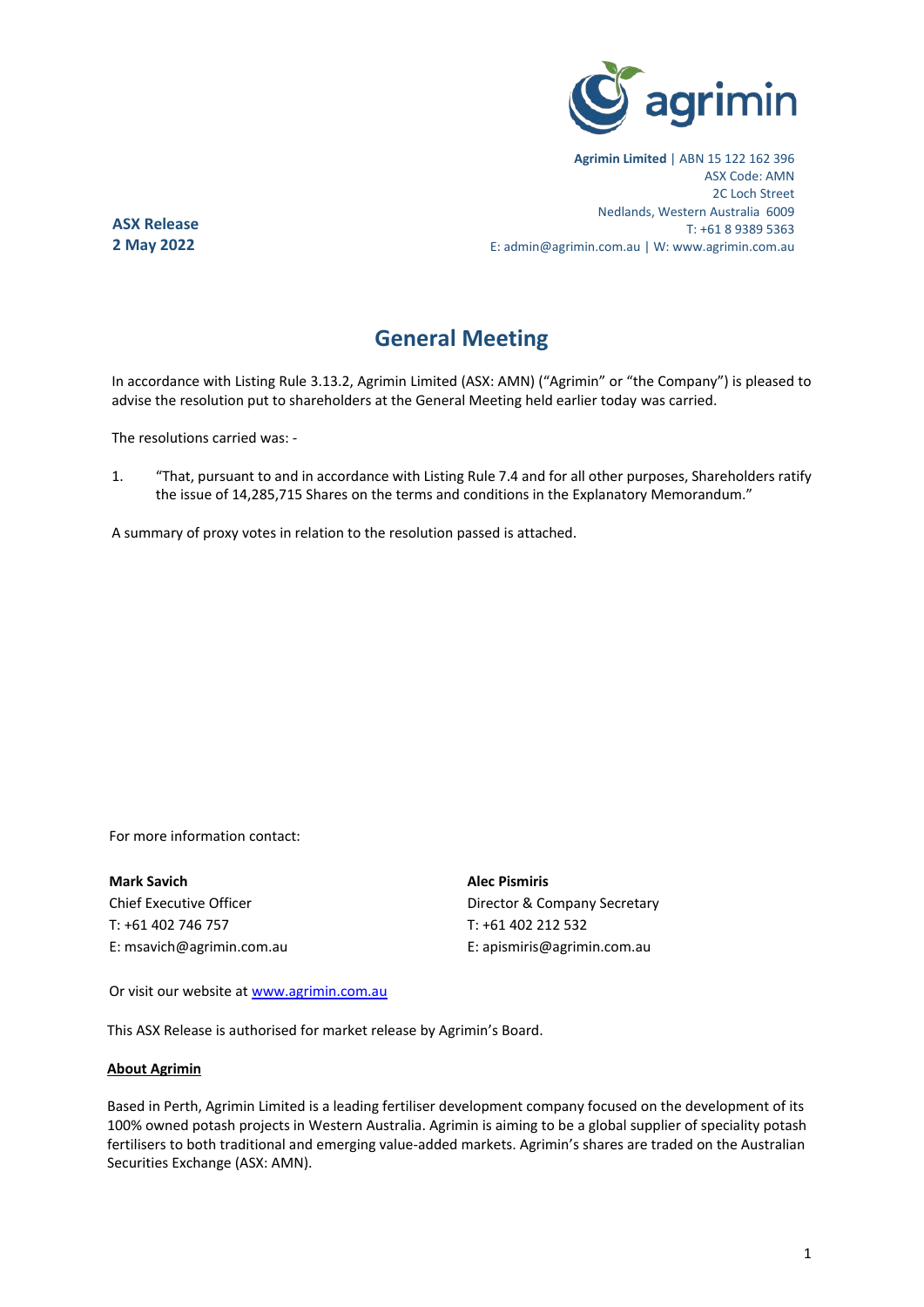**Agrimin Limited** | ABN 15 122 162 396
ASX Code: AMN
2C Loch Street
Nedlands, Western Australia 6009
T: +61 8 9389 5363
E: admin@agrimin.com.au | W: www.agrimin.com.au

**ASX Release**
**2 May 2022**

# General Meeting

In accordance with Listing Rule 3.13.2, Agrimin Limited (ASX: AMN) ("Agrimin" or "the Company") is pleased to advise the resolution put to shareholders at the General Meeting held earlier today was carried.

The resolutions carried was: -

1. "That, pursuant to and in accordance with Listing Rule 7.4 and for all other purposes, Shareholders ratify the issue of 14,285,715 Shares on the terms and conditions in the Explanatory Memorandum."

A summary of proxy votes in relation to the resolution passed is attached.

For more information contact:

**Mark Savich**
Chief Executive Officer
T: +61 402 746 757
E: msavich@agrimin.com.au

**Alec Pismiris**
Director & Company Secretary
T: +61 402 212 532
E: apismiris@agrimin.com.au

Or visit our website at www.agrimin.com.au

This ASX Release is authorised for market release by Agrimin's Board.

**About Agrimin**

Based in Perth, Agrimin Limited is a leading fertiliser development company focused on the development of its 100% owned potash projects in Western Australia. Agrimin is aiming to be a global supplier of speciality potash fertilisers to both traditional and emerging value-added markets. Agrimin's shares are traded on the Australian Securities Exchange (ASX: AMN).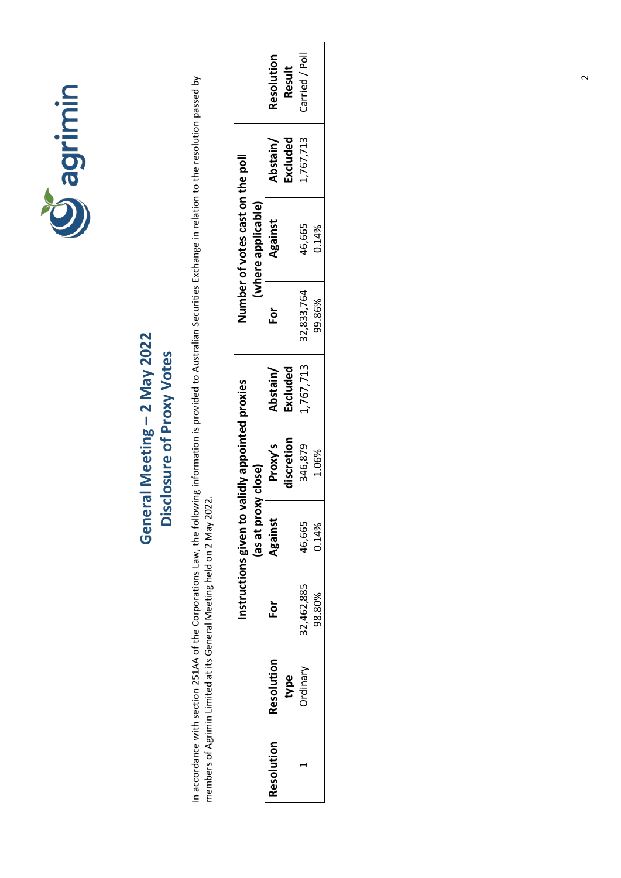# General Meeting – 2 May 2022

## Disclosure of Proxy Votes

In accordance with section 251AA of the Corporations Law, the following information is provided to Australian Securities Exchange in relation to the resolution passed by members of Agrimin Limited at its General Meeting held on 2 May 2022.

| Resolution | Resolution type | Instructions given to validly appointed proxies (as at proxy close) | | | | Number of votes cast on the poll (where applicable) | | | Resolution Result |
|---|---|---|---|---|---|---|---|---|---|
| | | For | Against | Proxy's discretion | Abstain/ Excluded | For | Against | Abstain/ Excluded | |
| 1 | Ordinary | 32,462,885<br>98.80% | 46,665<br>0.14% | 346,879<br>1.06% | 1,767,713 | 32,833,764<br>99.86% | 46,665<br>0.14% | 1,767,713 | Carried / Poll |